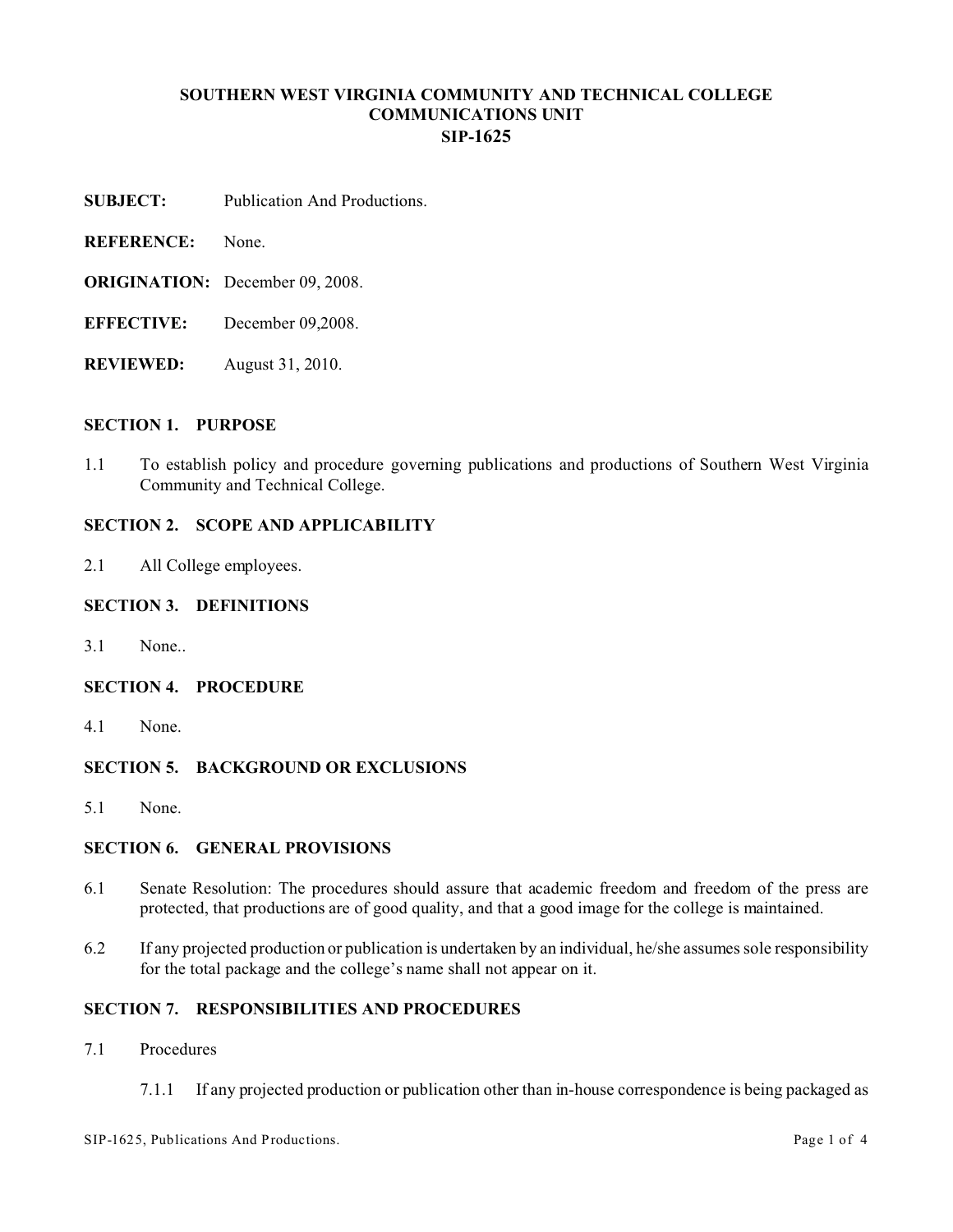# SOUTHERN WEST VIRGINIA COMMUNITY AND TECHNICAL COLLEGE
## COMMUNICATIONS UNIT
## SIP-1625

**SUBJECT:** Publication And Productions.

**REFERENCE:** None.

**ORIGINATION:** December 09, 2008.

**EFFECTIVE:** December 09,2008.

**REVIEWED:** August 31, 2010.

### SECTION 1. PURPOSE

1.1 To establish policy and procedure governing publications and productions of Southern West Virginia Community and Technical College.

### SECTION 2. SCOPE AND APPLICABILITY

2.1 All College employees.

### SECTION 3. DEFINITIONS

3.1 None..

### SECTION 4. PROCEDURE

4.1 None.

### SECTION 5. BACKGROUND OR EXCLUSIONS

5.1 None.

### SECTION 6. GENERAL PROVISIONS

6.1 Senate Resolution: The procedures should assure that academic freedom and freedom of the press are protected, that productions are of good quality, and that a good image for the college is maintained.

6.2 If any projected production or publication is undertaken by an individual, he/she assumes sole responsibility for the total package and the college's name shall not appear on it.

### SECTION 7. RESPONSIBILITIES AND PROCEDURES

7.1 Procedures

7.1.1 If any projected production or publication other than in-house correspondence is being packaged as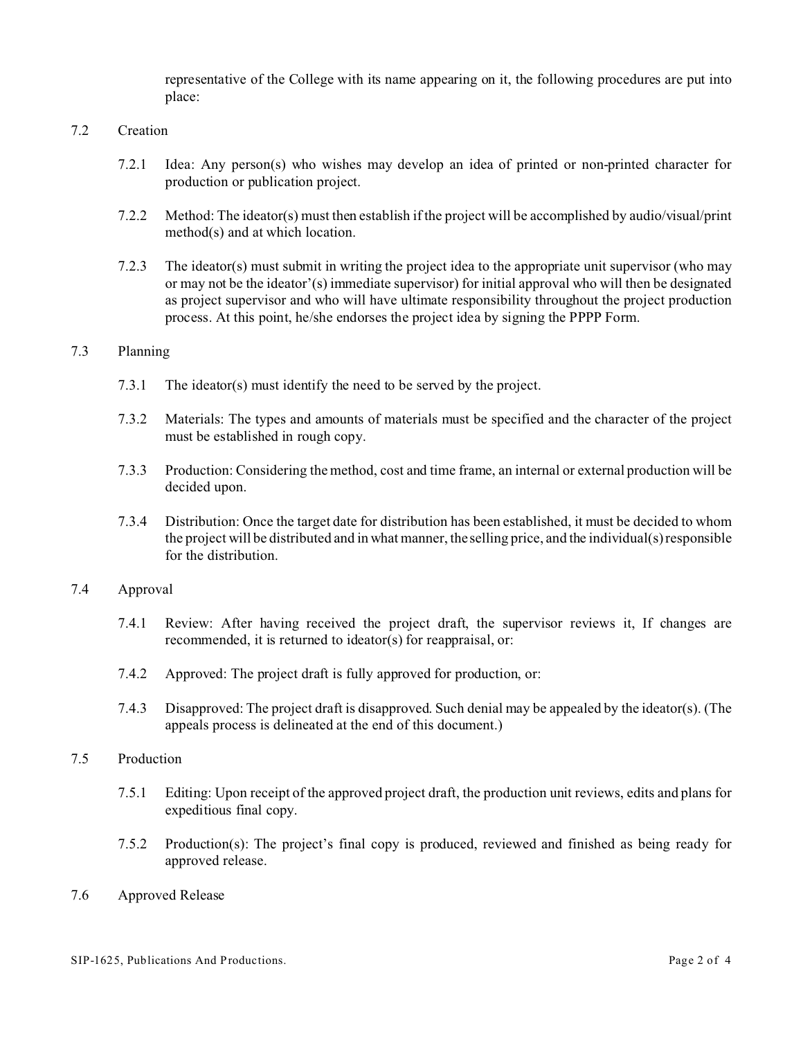representative of the College with its name appearing on it, the following procedures are put into place:

7.2 Creation

7.2.1 Idea: Any person(s) who wishes may develop an idea of printed or non-printed character for production or publication project.

7.2.2 Method: The ideator(s) must then establish if the project will be accomplished by audio/visual/print method(s) and at which location.

7.2.3 The ideator(s) must submit in writing the project idea to the appropriate unit supervisor (who may or may not be the ideator'(s) immediate supervisor) for initial approval who will then be designated as project supervisor and who will have ultimate responsibility throughout the project production process. At this point, he/she endorses the project idea by signing the PPPP Form.

7.3 Planning

7.3.1 The ideator(s) must identify the need to be served by the project.

7.3.2 Materials: The types and amounts of materials must be specified and the character of the project must be established in rough copy.

7.3.3 Production: Considering the method, cost and time frame, an internal or external production will be decided upon.

7.3.4 Distribution: Once the target date for distribution has been established, it must be decided to whom the project will be distributed and in what manner, the selling price, and the individual(s) responsible for the distribution.

7.4 Approval

7.4.1 Review: After having received the project draft, the supervisor reviews it, If changes are recommended, it is returned to ideator(s) for reappraisal, or:

7.4.2 Approved: The project draft is fully approved for production, or:

7.4.3 Disapproved: The project draft is disapproved. Such denial may be appealed by the ideator(s). (The appeals process is delineated at the end of this document.)

7.5 Production

7.5.1 Editing: Upon receipt of the approved project draft, the production unit reviews, edits and plans for expeditious final copy.

7.5.2 Production(s): The project's final copy is produced, reviewed and finished as being ready for approved release.

7.6 Approved Release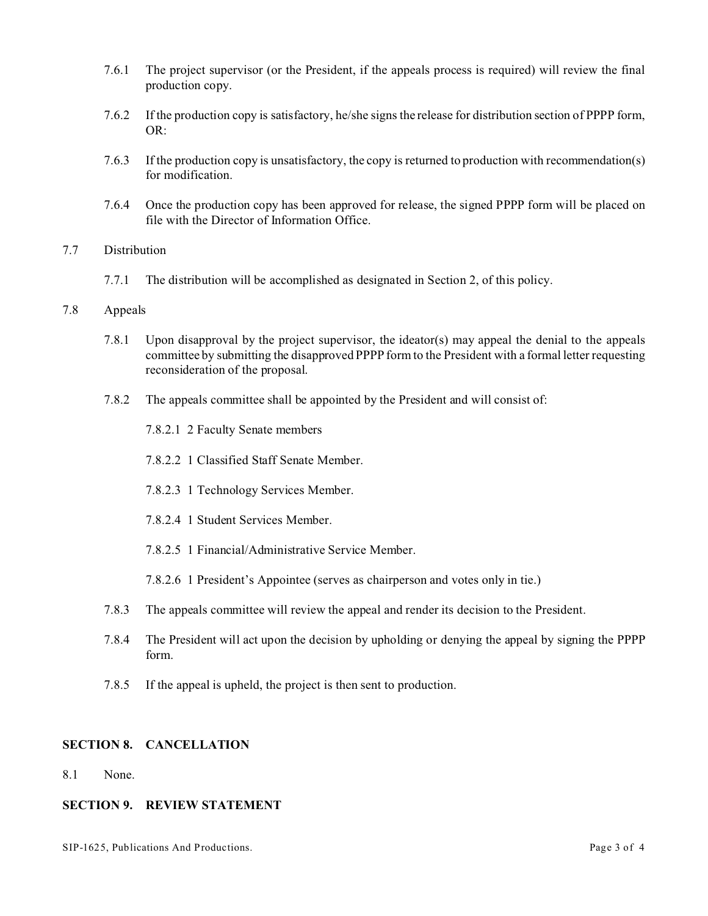7.6.1 The project supervisor (or the President, if the appeals process is required) will review the final production copy.

7.6.2 If the production copy is satisfactory, he/she signs the release for distribution section of PPPP form, OR:

7.6.3 If the production copy is unsatisfactory, the copy is returned to production with recommendation(s) for modification.

7.6.4 Once the production copy has been approved for release, the signed PPPP form will be placed on file with the Director of Information Office.

7.7 Distribution

7.7.1 The distribution will be accomplished as designated in Section 2, of this policy.

7.8 Appeals

7.8.1 Upon disapproval by the project supervisor, the ideator(s) may appeal the denial to the appeals committee by submitting the disapproved PPPP form to the President with a formal letter requesting reconsideration of the proposal.

7.8.2 The appeals committee shall be appointed by the President and will consist of:

7.8.2.1 2 Faculty Senate members

7.8.2.2 1 Classified Staff Senate Member.

7.8.2.3 1 Technology Services Member.

7.8.2.4 1 Student Services Member.

7.8.2.5 1 Financial/Administrative Service Member.

7.8.2.6 1 President's Appointee (serves as chairperson and votes only in tie.)

7.8.3 The appeals committee will review the appeal and render its decision to the President.

7.8.4 The President will act upon the decision by upholding or denying the appeal by signing the PPPP form.

7.8.5 If the appeal is upheld, the project is then sent to production.

## SECTION 8. CANCELLATION

8.1 None.

## SECTION 9. REVIEW STATEMENT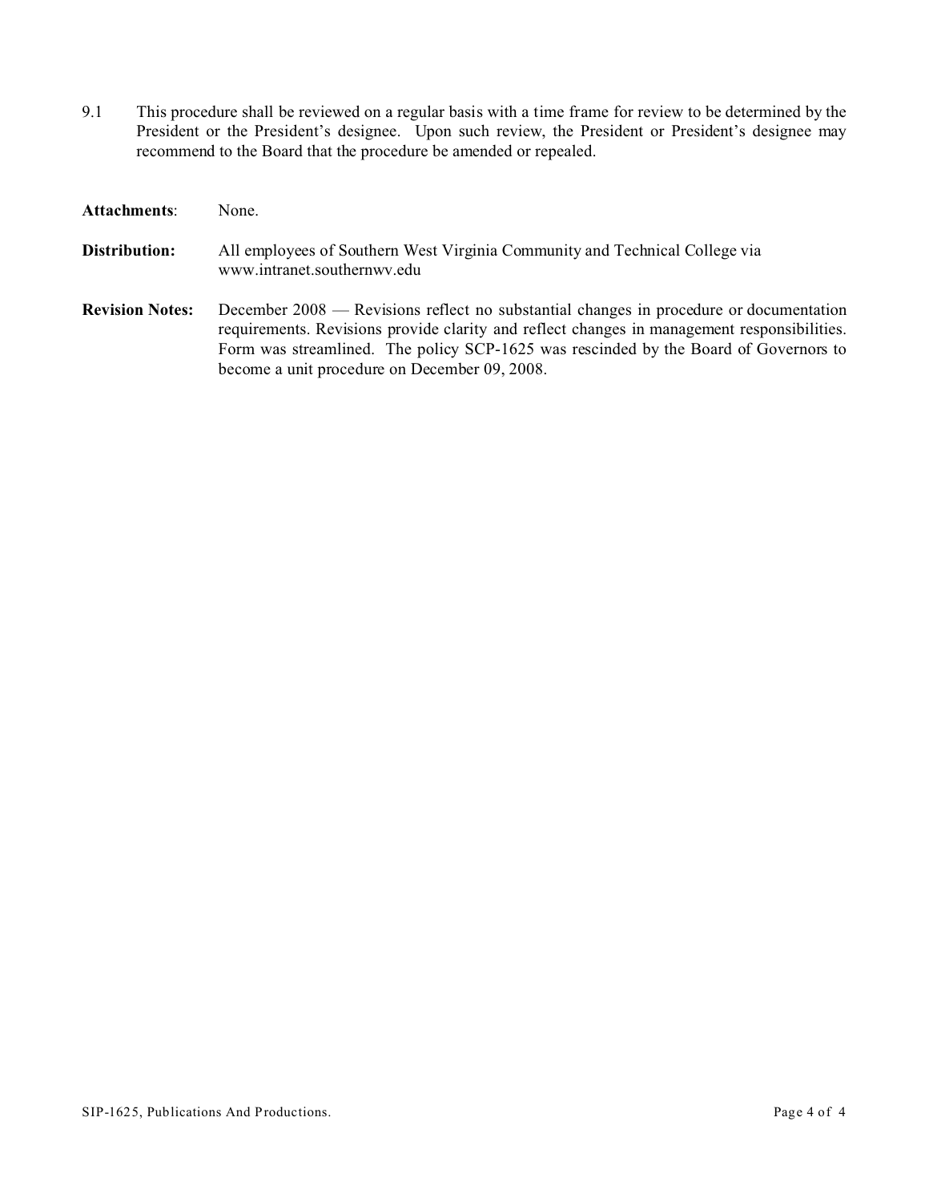9.1 This procedure shall be reviewed on a regular basis with a time frame for review to be determined by the President or the President's designee. Upon such review, the President or President's designee may recommend to the Board that the procedure be amended or repealed.

**Attachments**: None.

**Distribution:** All employees of Southern West Virginia Community and Technical College via www.intranet.southernwv.edu

**Revision Notes:** December 2008 — Revisions reflect no substantial changes in procedure or documentation requirements. Revisions provide clarity and reflect changes in management responsibilities. Form was streamlined. The policy SCP-1625 was rescinded by the Board of Governors to become a unit procedure on December 09, 2008.